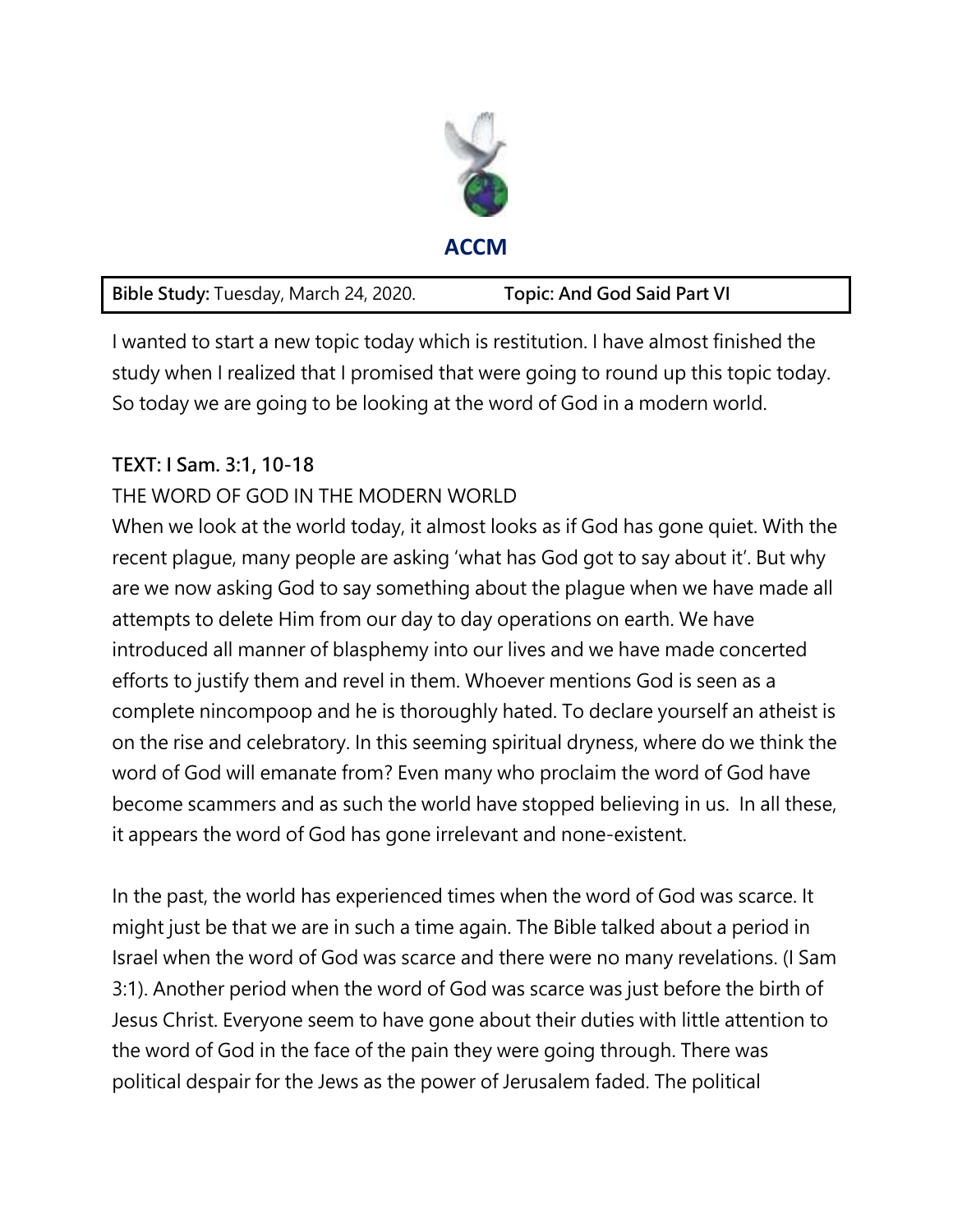**ACCM**

| **Bible Study:** Tuesday, March 24, 2020. | **Topic: And God Said Part VI** |
| --- | --- |

I wanted to start a new topic today which is restitution. I have almost finished the study when I realized that I promised that were going to round up this topic today. So today we are going to be looking at the word of God in a modern world.

**TEXT: I Sam. 3:1, 10-18**

THE WORD OF GOD IN THE MODERN WORLD

When we look at the world today, it almost looks as if God has gone quiet. With the recent plague, many people are asking 'what has God got to say about it'. But why are we now asking God to say something about the plague when we have made all attempts to delete Him from our day to day operations on earth. We have introduced all manner of blasphemy into our lives and we have made concerted efforts to justify them and revel in them. Whoever mentions God is seen as a complete nincompoop and he is thoroughly hated. To declare yourself an atheist is on the rise and celebratory. In this seeming spiritual dryness, where do we think the word of God will emanate from? Even many who proclaim the word of God have become scammers and as such the world have stopped believing in us. In all these, it appears the word of God has gone irrelevant and none-existent.

In the past, the world has experienced times when the word of God was scarce. It might just be that we are in such a time again. The Bible talked about a period in Israel when the word of God was scarce and there were no many revelations. (I Sam 3:1). Another period when the word of God was scarce was just before the birth of Jesus Christ. Everyone seem to have gone about their duties with little attention to the word of God in the face of the pain they were going through. There was political despair for the Jews as the power of Jerusalem faded. The political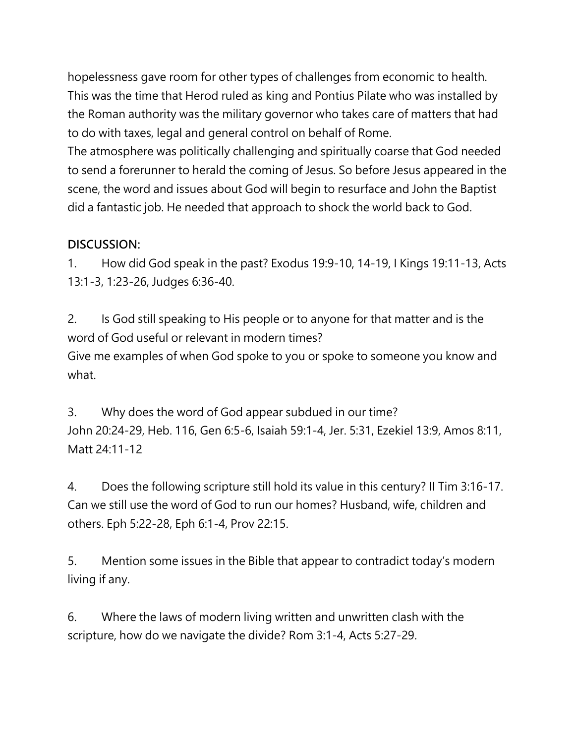hopelessness gave room for other types of challenges from economic to health. This was the time that Herod ruled as king and Pontius Pilate who was installed by the Roman authority was the military governor who takes care of matters that had to do with taxes, legal and general control on behalf of Rome.
The atmosphere was politically challenging and spiritually coarse that God needed to send a forerunner to herald the coming of Jesus. So before Jesus appeared in the scene, the word and issues about God will begin to resurface and John the Baptist did a fantastic job. He needed that approach to shock the world back to God.

**DISCUSSION:**

1. How did God speak in the past? Exodus 19:9-10, 14-19, I Kings 19:11-13, Acts 13:1-3, 1:23-26, Judges 6:36-40.

2. Is God still speaking to His people or to anyone for that matter and is the word of God useful or relevant in modern times?
Give me examples of when God spoke to you or spoke to someone you know and what.

3. Why does the word of God appear subdued in our time?
John 20:24-29, Heb. 116, Gen 6:5-6, Isaiah 59:1-4, Jer. 5:31, Ezekiel 13:9, Amos 8:11, Matt 24:11-12

4. Does the following scripture still hold its value in this century? II Tim 3:16-17. Can we still use the word of God to run our homes? Husband, wife, children and others. Eph 5:22-28, Eph 6:1-4, Prov 22:15.

5. Mention some issues in the Bible that appear to contradict today's modern living if any.

6. Where the laws of modern living written and unwritten clash with the scripture, how do we navigate the divide? Rom 3:1-4, Acts 5:27-29.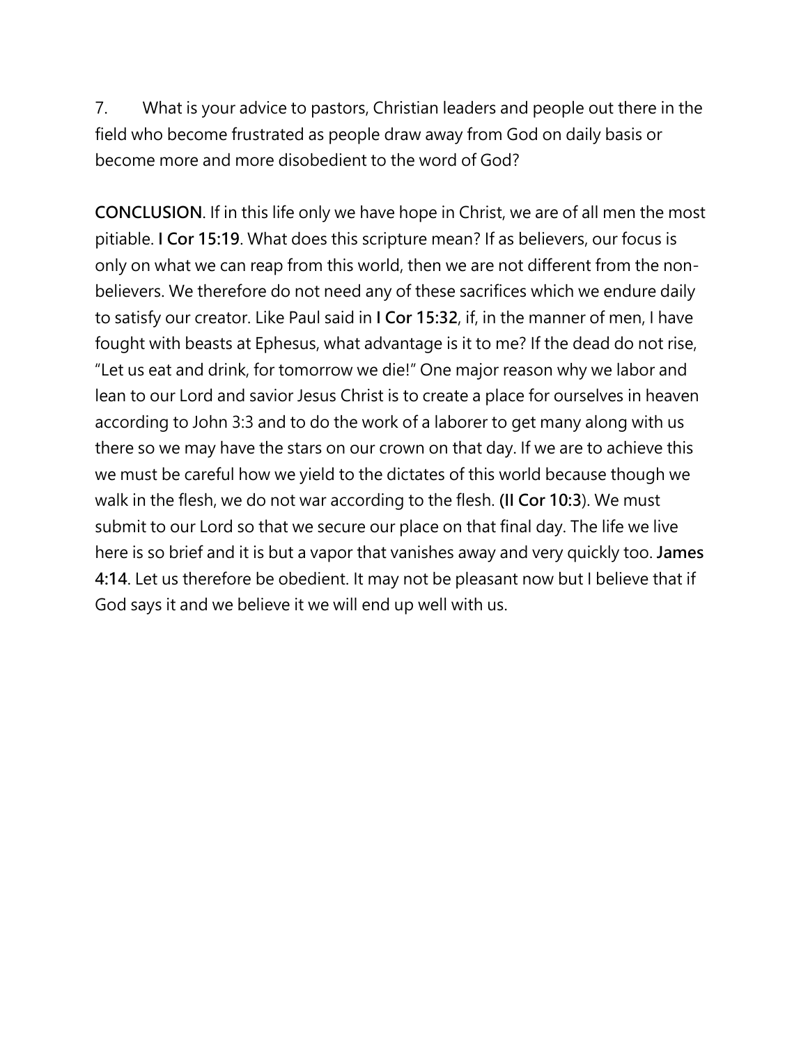7. What is your advice to pastors, Christian leaders and people out there in the field who become frustrated as people draw away from God on daily basis or become more and more disobedient to the word of God?

**CONCLUSION**. If in this life only we have hope in Christ, we are of all men the most pitiable. **I Cor 15:19**. What does this scripture mean? If as believers, our focus is only on what we can reap from this world, then we are not different from the non-believers. We therefore do not need any of these sacrifices which we endure daily to satisfy our creator. Like Paul said in **I Cor 15:32**, if, in the manner of men, I have fought with beasts at Ephesus, what advantage is it to me? If the dead do not rise, "Let us eat and drink, for tomorrow we die!" One major reason why we labor and lean to our Lord and savior Jesus Christ is to create a place for ourselves in heaven according to John 3:3 and to do the work of a laborer to get many along with us there so we may have the stars on our crown on that day. If we are to achieve this we must be careful how we yield to the dictates of this world because though we walk in the flesh, we do not war according to the flesh. (**II Cor 10:3**). We must submit to our Lord so that we secure our place on that final day. The life we live here is so brief and it is but a vapor that vanishes away and very quickly too. **James 4:14**. Let us therefore be obedient. It may not be pleasant now but I believe that if God says it and we believe it we will end up well with us.